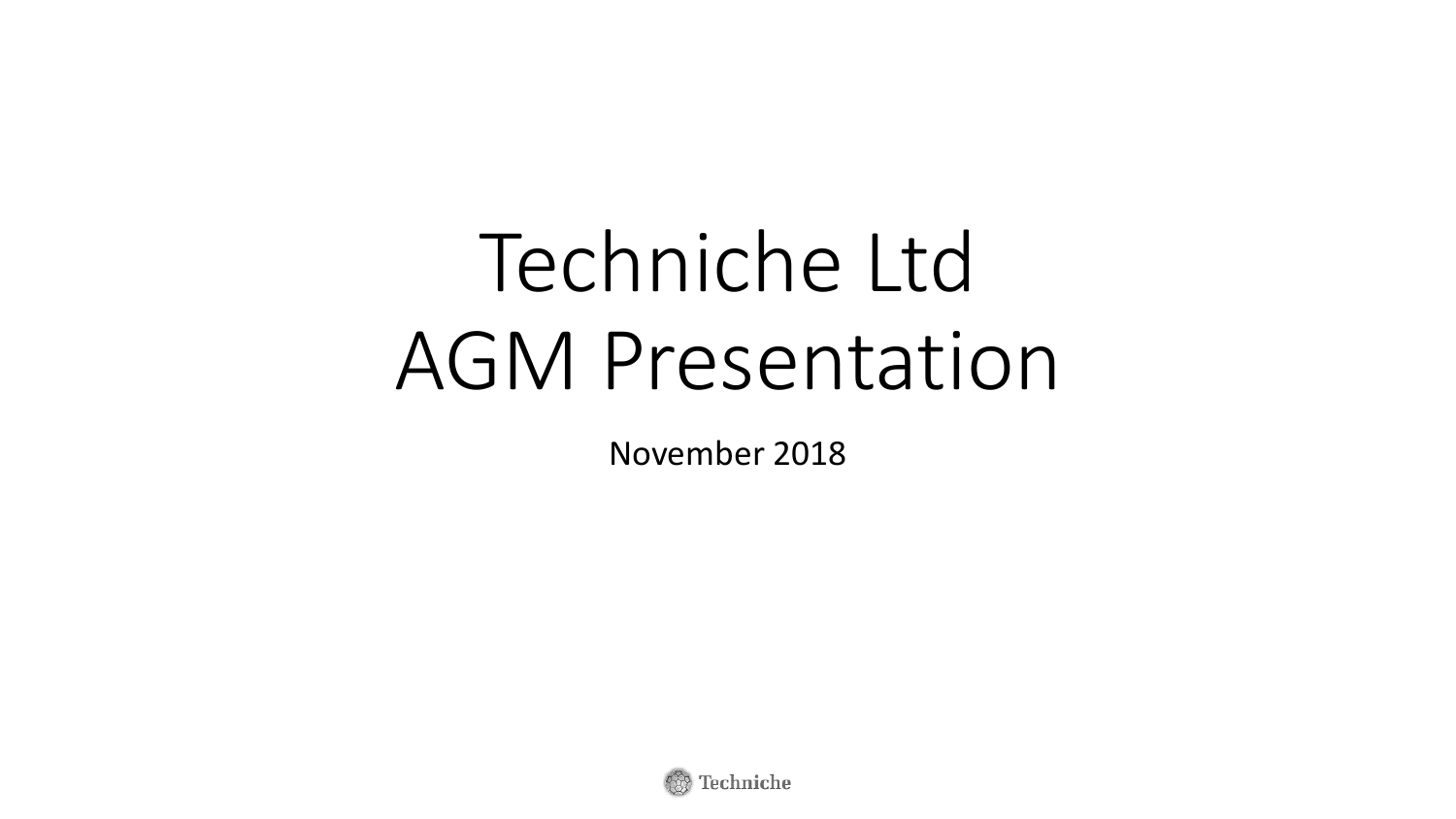# Techniche Ltd AGM Presentation

November 2018

Techniche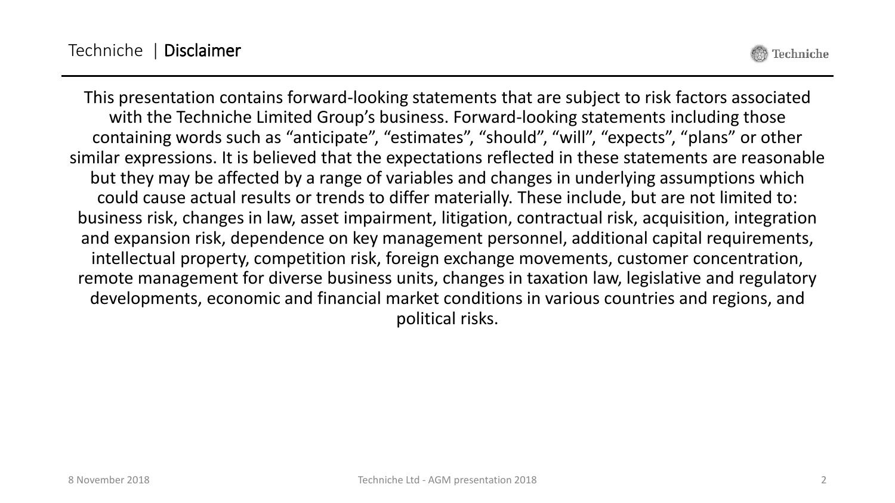# Techniche | Disclaimer

This presentation contains forward-looking statements that are subject to risk factors associated with the Techniche Limited Group's business. Forward-looking statements including those containing words such as "anticipate", "estimates", "should", "will", "expects", "plans" or other similar expressions. It is believed that the expectations reflected in these statements are reasonable but they may be affected by a range of variables and changes in underlying assumptions which could cause actual results or trends to differ materially. These include, but are not limited to: business risk, changes in law, asset impairment, litigation, contractual risk, acquisition, integration and expansion risk, dependence on key management personnel, additional capital requirements, intellectual property, competition risk, foreign exchange movements, customer concentration, remote management for diverse business units, changes in taxation law, legislative and regulatory developments, economic and financial market conditions in various countries and regions, and political risks.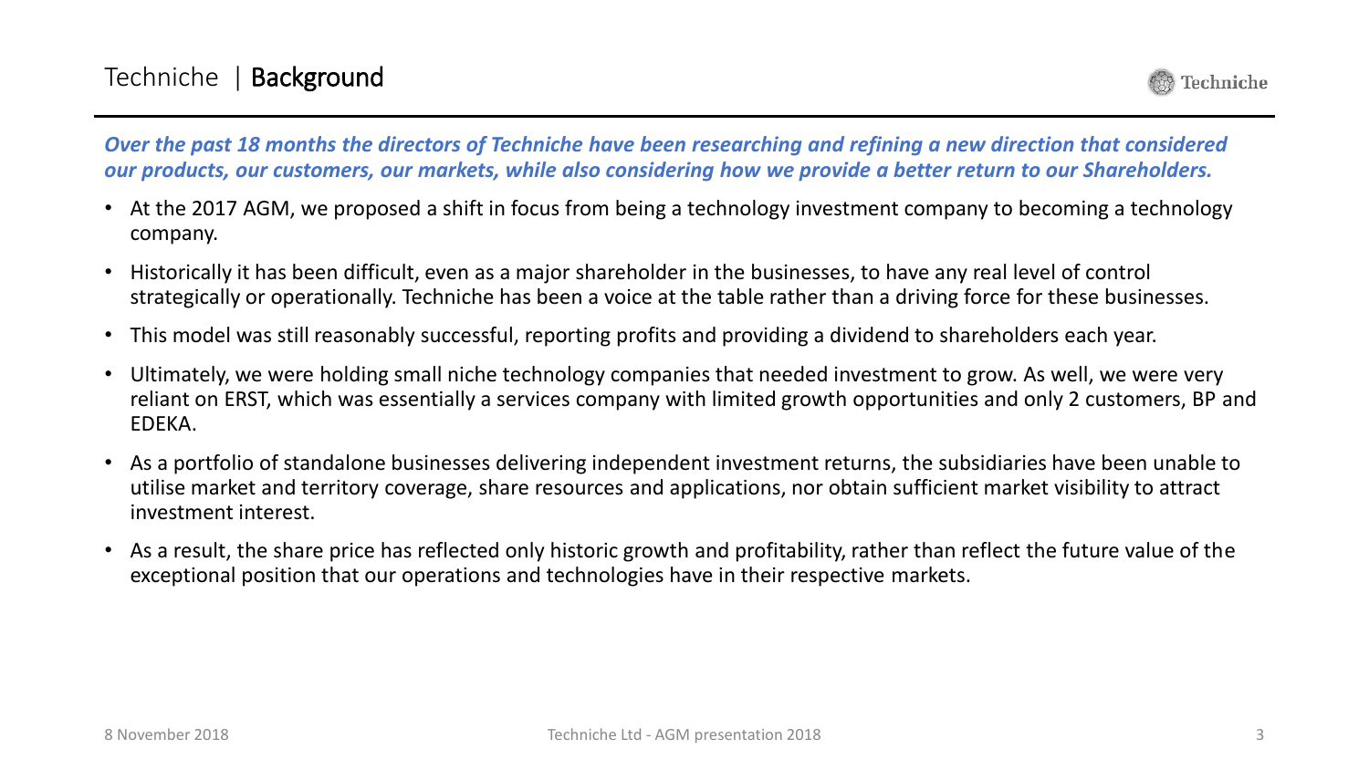# Techniche | **Background**

***Over the past 18 months the directors of Techniche have been researching and refining a new direction that considered our products, our customers, our markets, while also considering how we provide a better return to our Shareholders.***

- At the 2017 AGM, we proposed a shift in focus from being a technology investment company to becoming a technology company.
- Historically it has been difficult, even as a major shareholder in the businesses, to have any real level of control strategically or operationally. Techniche has been a voice at the table rather than a driving force for these businesses.
- This model was still reasonably successful, reporting profits and providing a dividend to shareholders each year.
- Ultimately, we were holding small niche technology companies that needed investment to grow. As well, we were very reliant on ERST, which was essentially a services company with limited growth opportunities and only 2 customers, BP and EDEKA.
- As a portfolio of standalone businesses delivering independent investment returns, the subsidiaries have been unable to utilise market and territory coverage, share resources and applications, nor obtain sufficient market visibility to attract investment interest.
- As a result, the share price has reflected only historic growth and profitability, rather than reflect the future value of the exceptional position that our operations and technologies have in their respective markets.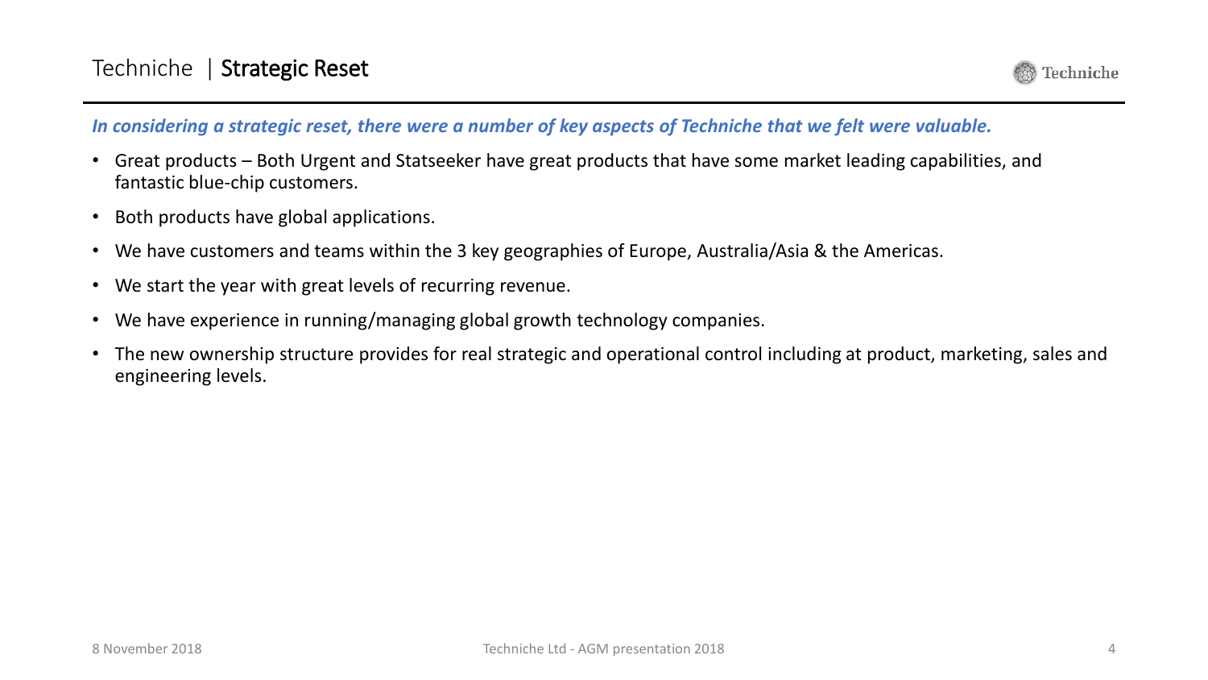# Techniche | Strategic Reset

***In considering a strategic reset, there were a number of key aspects of Techniche that we felt were valuable.***

- Great products – Both Urgent and Statseeker have great products that have some market leading capabilities, and fantastic blue-chip customers.
- Both products have global applications.
- We have customers and teams within the 3 key geographies of Europe, Australia/Asia & the Americas.
- We start the year with great levels of recurring revenue.
- We have experience in running/managing global growth technology companies.
- The new ownership structure provides for real strategic and operational control including at product, marketing, sales and engineering levels.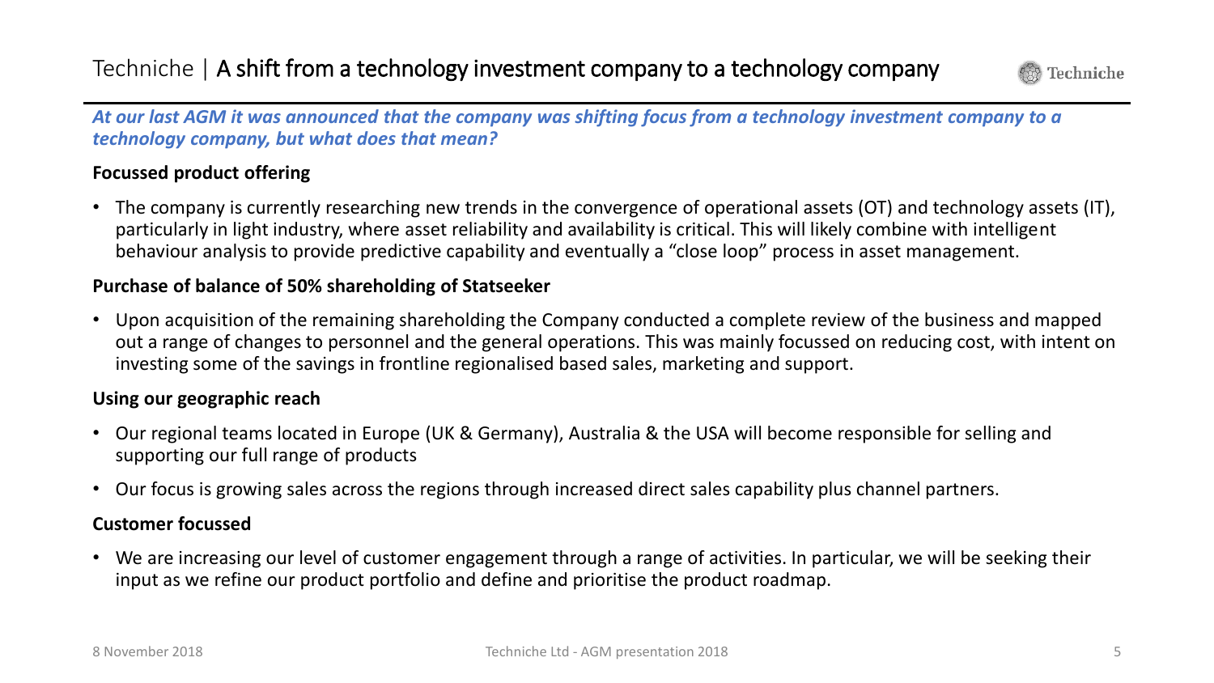# Techniche | A shift from a technology investment company to a technology company

***At our last AGM it was announced that the company was shifting focus from a technology investment company to a technology company, but what does that mean?***

**Focussed product offering**

- The company is currently researching new trends in the convergence of operational assets (OT) and technology assets (IT), particularly in light industry, where asset reliability and availability is critical. This will likely combine with intelligent behaviour analysis to provide predictive capability and eventually a "close loop" process in asset management.

**Purchase of balance of 50% shareholding of Statseeker**

- Upon acquisition of the remaining shareholding the Company conducted a complete review of the business and mapped out a range of changes to personnel and the general operations. This was mainly focussed on reducing cost, with intent on investing some of the savings in frontline regionalised based sales, marketing and support.

**Using our geographic reach**

- Our regional teams located in Europe (UK & Germany), Australia & the USA will become responsible for selling and supporting our full range of products
- Our focus is growing sales across the regions through increased direct sales capability plus channel partners.

**Customer focussed**

- We are increasing our level of customer engagement through a range of activities. In particular, we will be seeking their input as we refine our product portfolio and define and prioritise the product roadmap.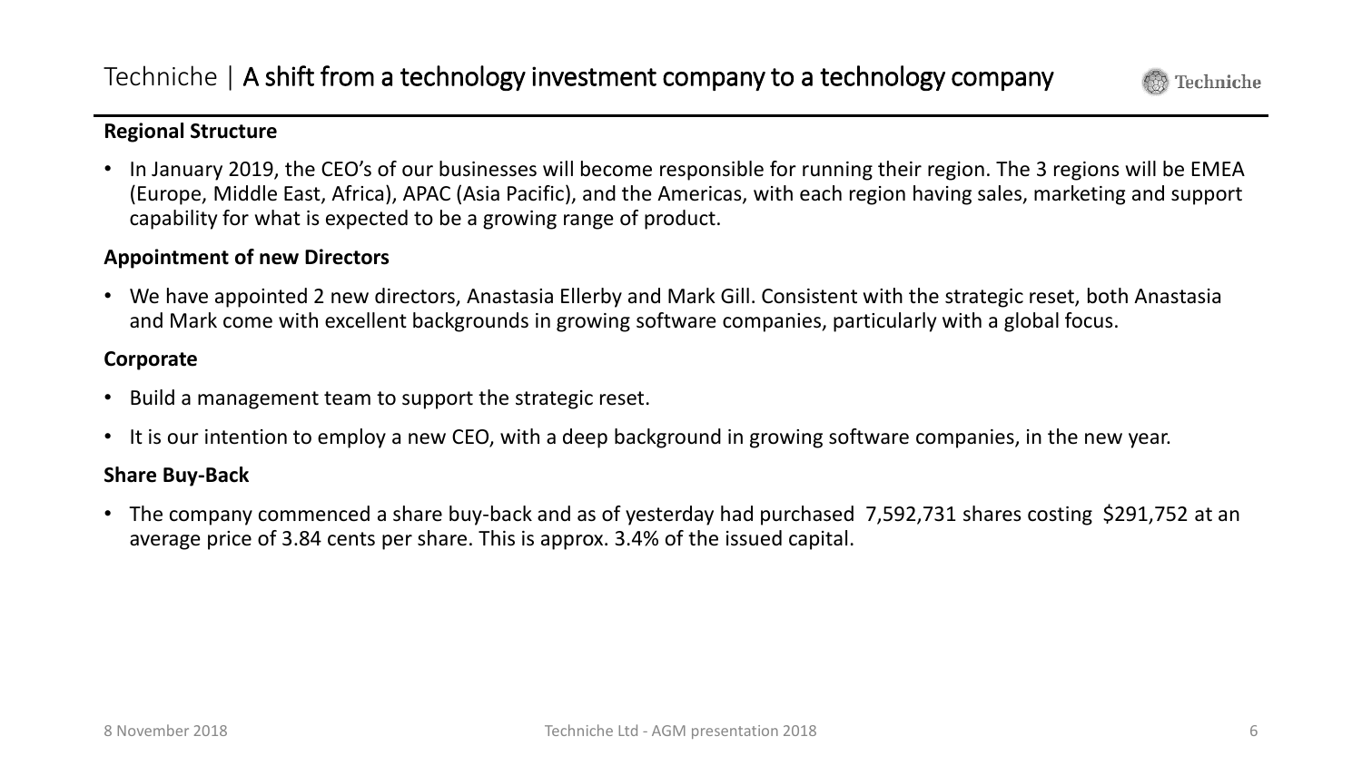# Techniche | A shift from a technology investment company to a technology company

**Regional Structure**

- In January 2019, the CEO's of our businesses will become responsible for running their region. The 3 regions will be EMEA (Europe, Middle East, Africa), APAC (Asia Pacific), and the Americas, with each region having sales, marketing and support capability for what is expected to be a growing range of product.

**Appointment of new Directors**

- We have appointed 2 new directors, Anastasia Ellerby and Mark Gill. Consistent with the strategic reset, both Anastasia and Mark come with excellent backgrounds in growing software companies, particularly with a global focus.

**Corporate**

- Build a management team to support the strategic reset.
- It is our intention to employ a new CEO, with a deep background in growing software companies, in the new year.

**Share Buy-Back**

- The company commenced a share buy-back and as of yesterday had purchased 7,592,731 shares costing $291,752 at an average price of 3.84 cents per share. This is approx. 3.4% of the issued capital.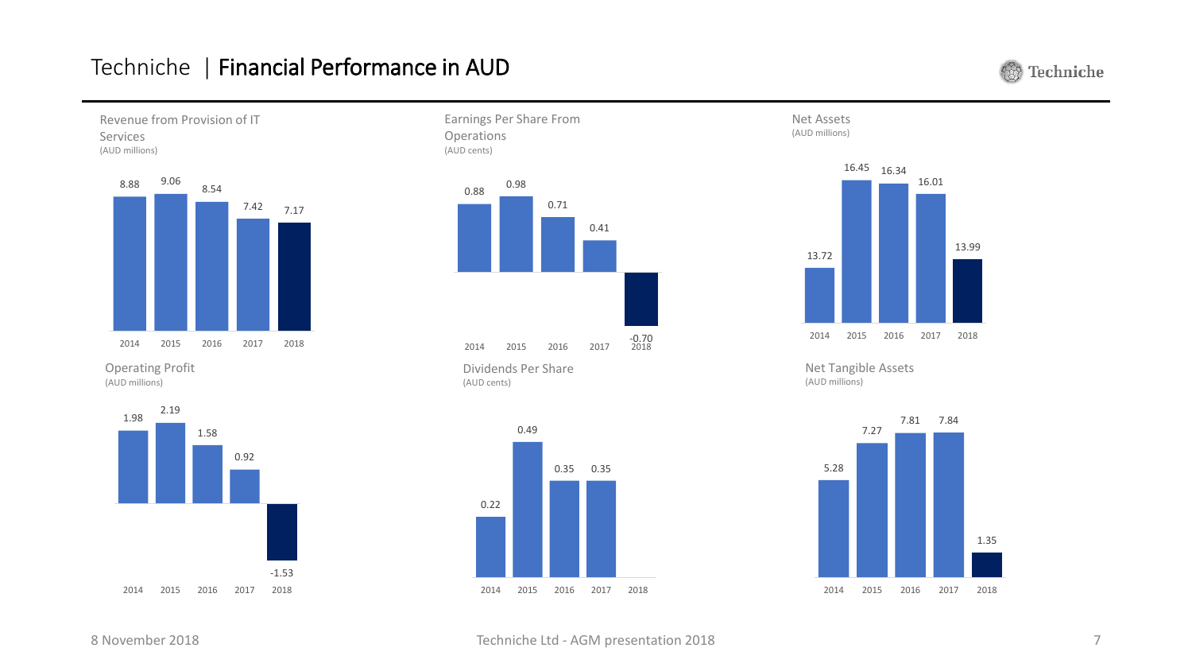# Techniche | Financial Performance in AUD

### Revenue from Provision of IT Services
(AUD millions)

| 2014 | 2015 | 2016 | 2017 | 2018 |
|---|---|---|---|---|
| 8.88 | 9.06 | 8.54 | 7.42 | 7.17 |

### Earnings Per Share From Operations
(AUD cents)

| 2014 | 2015 | 2016 | 2017 | 2018 |
|---|---|---|---|---|
| 0.88 | 0.98 | 0.71 | 0.41 | -0.70 |

### Net Assets
(AUD millions)

| 2014 | 2015 | 2016 | 2017 | 2018 |
|---|---|---|---|---|
| 13.72 | 16.45 | 16.34 | 16.01 | 13.99 |

### Operating Profit
(AUD millions)

| 2014 | 2015 | 2016 | 2017 | 2018 |
|---|---|---|---|---|
| 1.98 | 2.19 | 1.58 | 0.92 | -1.53 |

### Dividends Per Share
(AUD cents)

| 2014 | 2015 | 2016 | 2017 | 2018 |
|---|---|---|---|---|
| 0.22 | 0.49 | 0.35 | 0.35 | |

### Net Tangible Assets
(AUD millions)

| 2014 | 2015 | 2016 | 2017 | 2018 |
|---|---|---|---|---|
| 5.28 | 7.27 | 7.81 | 7.84 | 1.35 |

8 November 2018 Techniche Ltd - AGM presentation 2018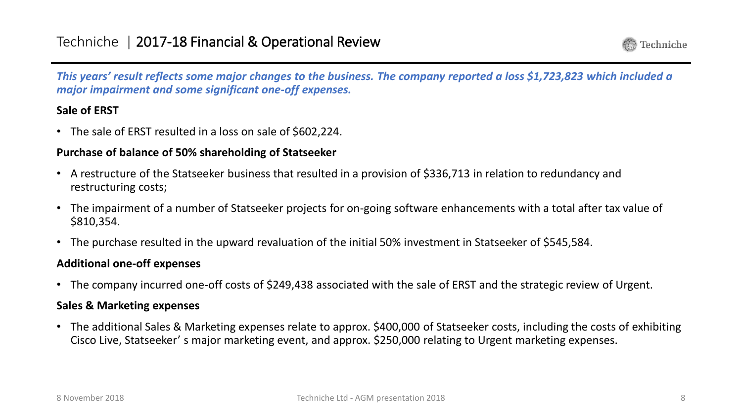# Techniche | 2017-18 Financial & Operational Review

***This years' result reflects some major changes to the business. The company reported a loss $1,723,823 which included a major impairment and some significant one-off expenses.***

**Sale of ERST**

- The sale of ERST resulted in a loss on sale of $602,224.

**Purchase of balance of 50% shareholding of Statseeker**

- A restructure of the Statseeker business that resulted in a provision of $336,713 in relation to redundancy and restructuring costs;
- The impairment of a number of Statseeker projects for on-going software enhancements with a total after tax value of $810,354.
- The purchase resulted in the upward revaluation of the initial 50% investment in Statseeker of $545,584.

**Additional one-off expenses**

- The company incurred one-off costs of $249,438 associated with the sale of ERST and the strategic review of Urgent.

**Sales & Marketing expenses**

- The additional Sales & Marketing expenses relate to approx. $400,000 of Statseeker costs, including the costs of exhibiting Cisco Live, Statseeker' s major marketing event, and approx. $250,000 relating to Urgent marketing expenses.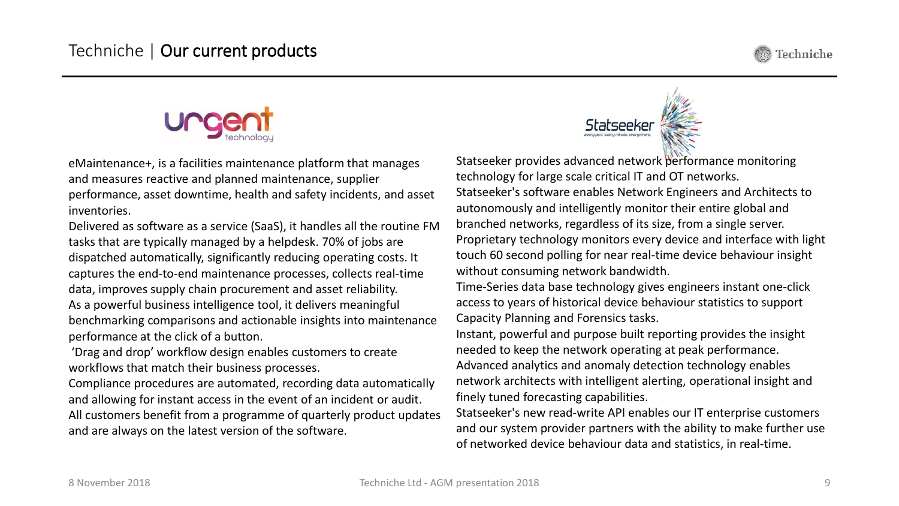# Techniche | Our current products

## urgent technology

eMaintenance+, is a facilities maintenance platform that manages and measures reactive and planned maintenance, supplier performance, asset downtime, health and safety incidents, and asset inventories.

Delivered as software as a service (SaaS), it handles all the routine FM tasks that are typically managed by a helpdesk. 70% of jobs are dispatched automatically, significantly reducing operating costs. It captures the end-to-end maintenance processes, collects real-time data, improves supply chain procurement and asset reliability.

As a powerful business intelligence tool, it delivers meaningful benchmarking comparisons and actionable insights into maintenance performance at the click of a button.

'Drag and drop' workflow design enables customers to create workflows that match their business processes.

Compliance procedures are automated, recording data automatically and allowing for instant access in the event of an incident or audit.

All customers benefit from a programme of quarterly product updates and are always on the latest version of the software.

## Statseeker

*every port. every minute. everywhere.*

Statseeker provides advanced network performance monitoring technology for large scale critical IT and OT networks.

Statseeker's software enables Network Engineers and Architects to autonomously and intelligently monitor their entire global and branched networks, regardless of its size, from a single server.

Proprietary technology monitors every device and interface with light touch 60 second polling for near real-time device behaviour insight without consuming network bandwidth.

Time-Series data base technology gives engineers instant one-click access to years of historical device behaviour statistics to support Capacity Planning and Forensics tasks.

Instant, powerful and purpose built reporting provides the insight needed to keep the network operating at peak performance.

Advanced analytics and anomaly detection technology enables network architects with intelligent alerting, operational insight and finely tuned forecasting capabilities.

Statseeker's new read-write API enables our IT enterprise customers and our system provider partners with the ability to make further use of networked device behaviour data and statistics, in real-time.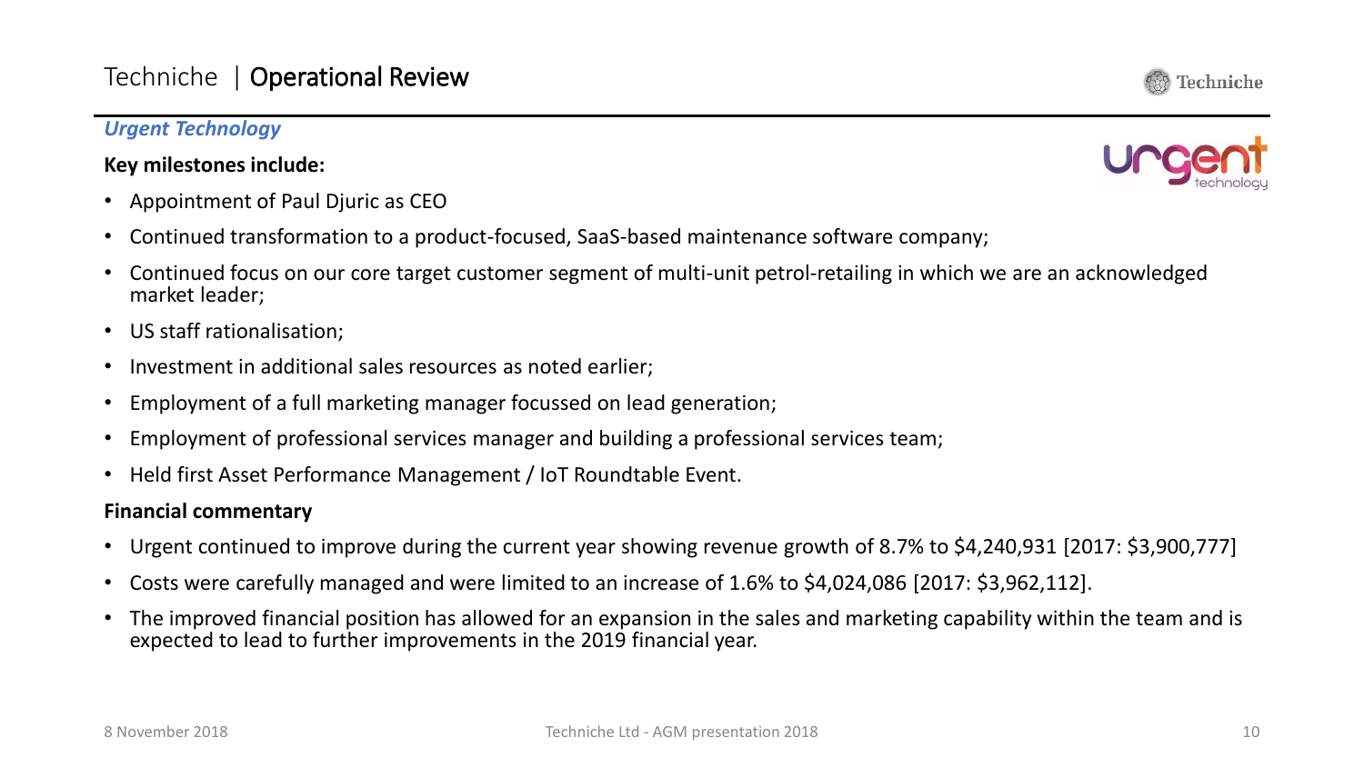# Techniche | Operational Review

***Urgent Technology***

**Key milestones include:**

- Appointment of Paul Djuric as CEO
- Continued transformation to a product-focused, SaaS-based maintenance software company;
- Continued focus on our core target customer segment of multi-unit petrol-retailing in which we are an acknowledged market leader;
- US staff rationalisation;
- Investment in additional sales resources as noted earlier;
- Employment of a full marketing manager focussed on lead generation;
- Employment of professional services manager and building a professional services team;
- Held first Asset Performance Management / IoT Roundtable Event.

**Financial commentary**

- Urgent continued to improve during the current year showing revenue growth of 8.7% to $4,240,931 [2017: $3,900,777]
- Costs were carefully managed and were limited to an increase of 1.6% to $4,024,086 [2017: $3,962,112].
- The improved financial position has allowed for an expansion in the sales and marketing capability within the team and is expected to lead to further improvements in the 2019 financial year.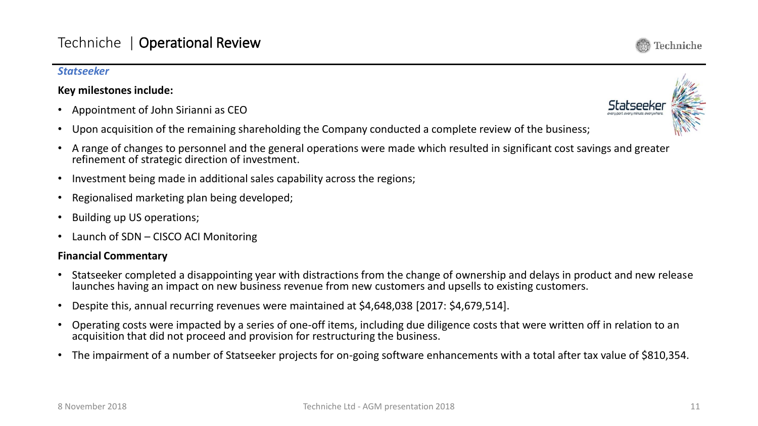# Techniche | Operational Review

***Statseeker***

**Key milestones include:**

- Appointment of John Sirianni as CEO
- Upon acquisition of the remaining shareholding the Company conducted a complete review of the business;
- A range of changes to personnel and the general operations were made which resulted in significant cost savings and greater refinement of strategic direction of investment.
- Investment being made in additional sales capability across the regions;
- Regionalised marketing plan being developed;
- Building up US operations;
- Launch of SDN – CISCO ACI Monitoring

**Financial Commentary**

- Statseeker completed a disappointing year with distractions from the change of ownership and delays in product and new release launches having an impact on new business revenue from new customers and upsells to existing customers.
- Despite this, annual recurring revenues were maintained at $4,648,038 [2017: $4,679,514].
- Operating costs were impacted by a series of one-off items, including due diligence costs that were written off in relation to an acquisition that did not proceed and provision for restructuring the business.
- The impairment of a number of Statseeker projects for on-going software enhancements with a total after tax value of $810,354.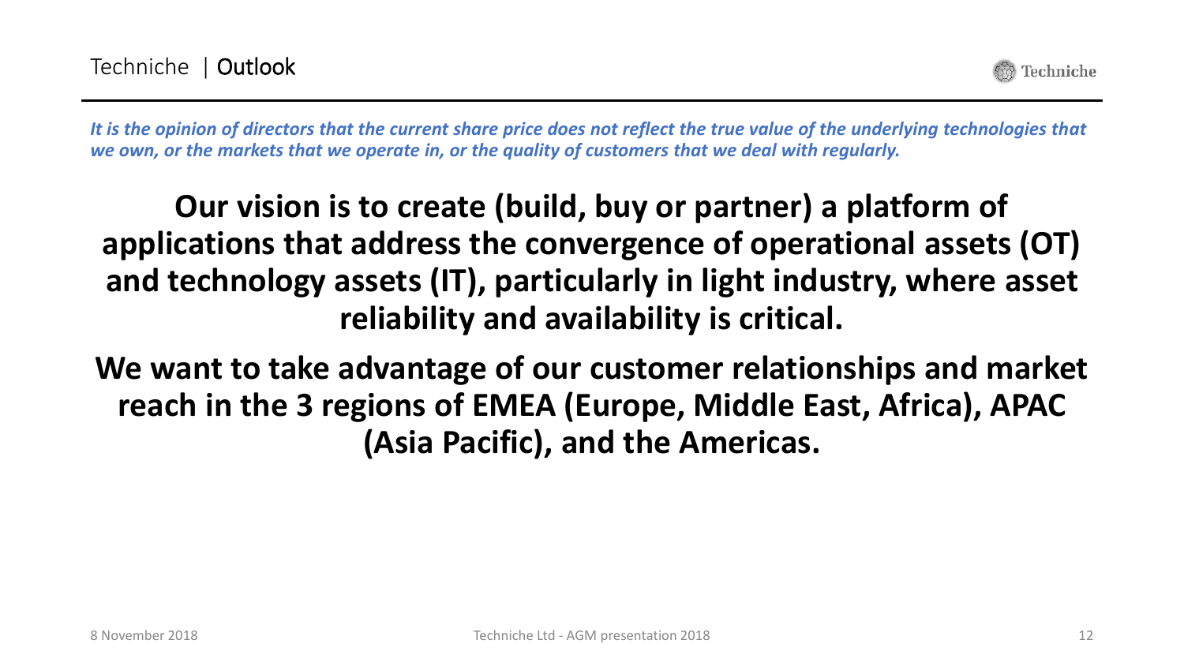# Techniche | Outlook

***It is the opinion of directors that the current share price does not reflect the true value of the underlying technologies that we own, or the markets that we operate in, or the quality of customers that we deal with regularly.***

**Our vision is to create (build, buy or partner) a platform of applications that address the convergence of operational assets (OT) and technology assets (IT), particularly in light industry, where asset reliability and availability is critical.**

**We want to take advantage of our customer relationships and market reach in the 3 regions of EMEA (Europe, Middle East, Africa), APAC (Asia Pacific), and the Americas.**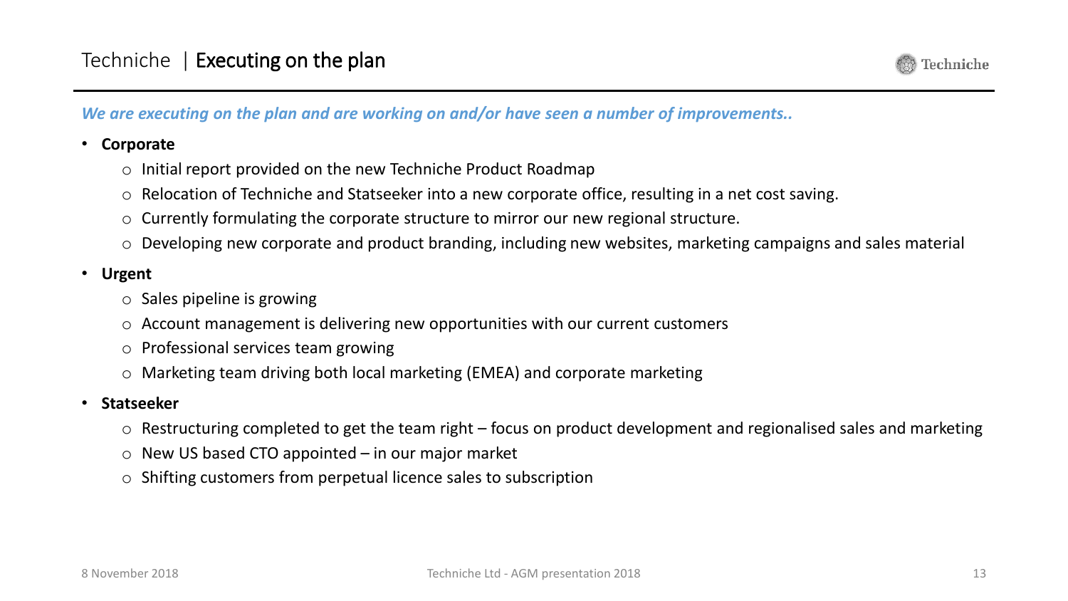# Techniche | Executing on the plan

*We are executing on the plan and are working on and/or have seen a number of improvements..*

- **Corporate**
  - Initial report provided on the new Techniche Product Roadmap
  - Relocation of Techniche and Statseeker into a new corporate office, resulting in a net cost saving.
  - Currently formulating the corporate structure to mirror our new regional structure.
  - Developing new corporate and product branding, including new websites, marketing campaigns and sales material
- **Urgent**
  - Sales pipeline is growing
  - Account management is delivering new opportunities with our current customers
  - Professional services team growing
  - Marketing team driving both local marketing (EMEA) and corporate marketing
- **Statseeker**
  - Restructuring completed to get the team right – focus on product development and regionalised sales and marketing
  - New US based CTO appointed – in our major market
  - Shifting customers from perpetual licence sales to subscription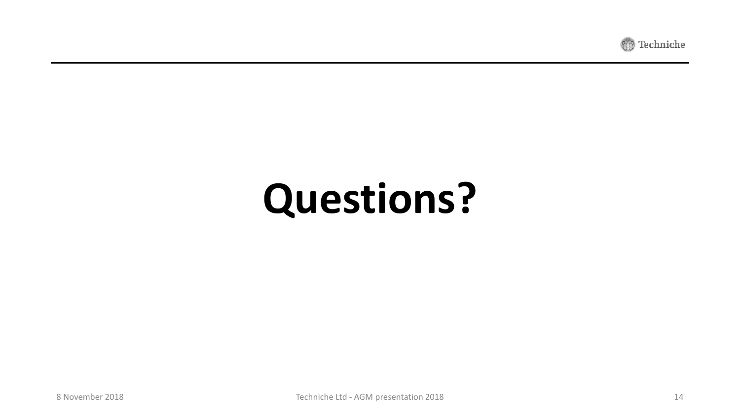# Questions?